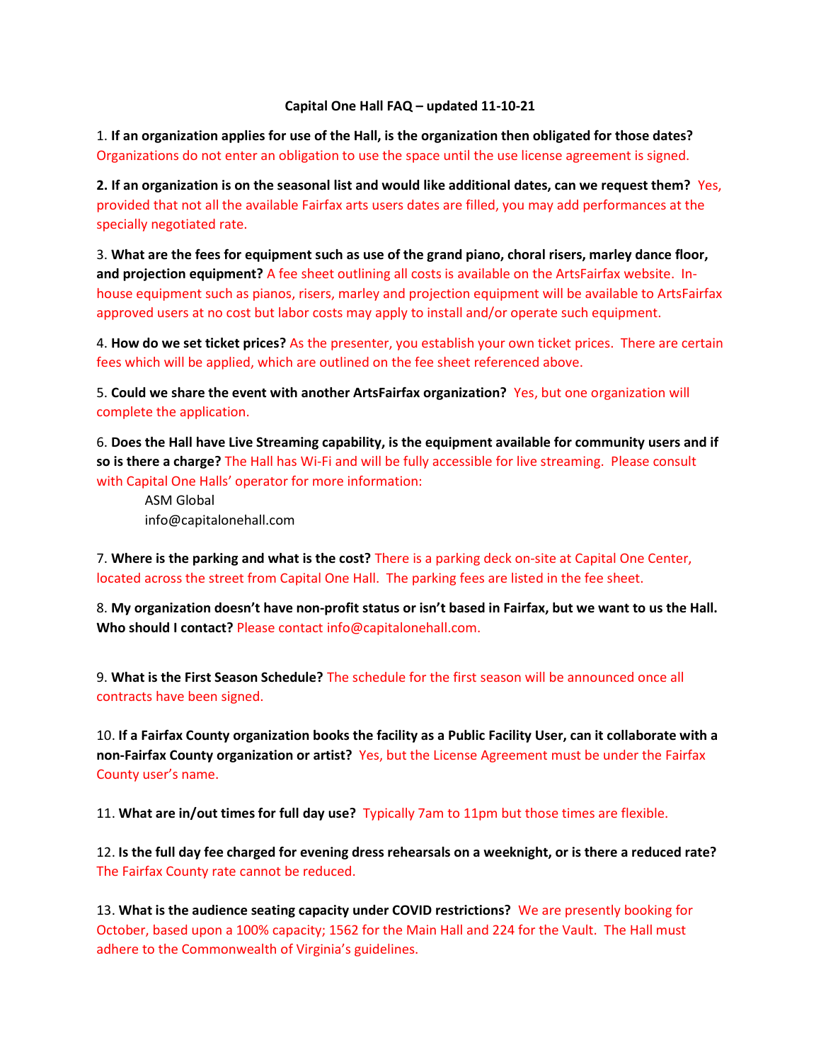**Capital One Hall FAQ – updated 11-10-21**

1. **If an organization applies for use of the Hall, is the organization then obligated for those dates?** Organizations do not enter an obligation to use the space until the use license agreement is signed.

**2. If an organization is on the seasonal list and would like additional dates, can we request them?** Yes, provided that not all the available Fairfax arts users dates are filled, you may add performances at the specially negotiated rate.

3. **What are the fees for equipment such as use of the grand piano, choral risers, marley dance floor, and projection equipment?** A fee sheet outlining all costs is available on the ArtsFairfax website. In-house equipment such as pianos, risers, marley and projection equipment will be available to ArtsFairfax approved users at no cost but labor costs may apply to install and/or operate such equipment.

4. **How do we set ticket prices?** As the presenter, you establish your own ticket prices. There are certain fees which will be applied, which are outlined on the fee sheet referenced above.

5. **Could we share the event with another ArtsFairfax organization?** Yes, but one organization will complete the application.

6. **Does the Hall have Live Streaming capability, is the equipment available for community users and if so is there a charge?** The Hall has Wi-Fi and will be fully accessible for live streaming. Please consult with Capital One Halls' operator for more information:

ASM Global
info@capitalonehall.com

7. **Where is the parking and what is the cost?** There is a parking deck on-site at Capital One Center, located across the street from Capital One Hall. The parking fees are listed in the fee sheet.

8. **My organization doesn't have non-profit status or isn't based in Fairfax, but we want to us the Hall. Who should I contact?** Please contact info@capitalonehall.com.

9. **What is the First Season Schedule?** The schedule for the first season will be announced once all contracts have been signed.

10. **If a Fairfax County organization books the facility as a Public Facility User, can it collaborate with a non-Fairfax County organization or artist?** Yes, but the License Agreement must be under the Fairfax County user's name.

11. **What are in/out times for full day use?** Typically 7am to 11pm but those times are flexible.

12. **Is the full day fee charged for evening dress rehearsals on a weeknight, or is there a reduced rate?** The Fairfax County rate cannot be reduced.

13. **What is the audience seating capacity under COVID restrictions?** We are presently booking for October, based upon a 100% capacity; 1562 for the Main Hall and 224 for the Vault. The Hall must adhere to the Commonwealth of Virginia's guidelines.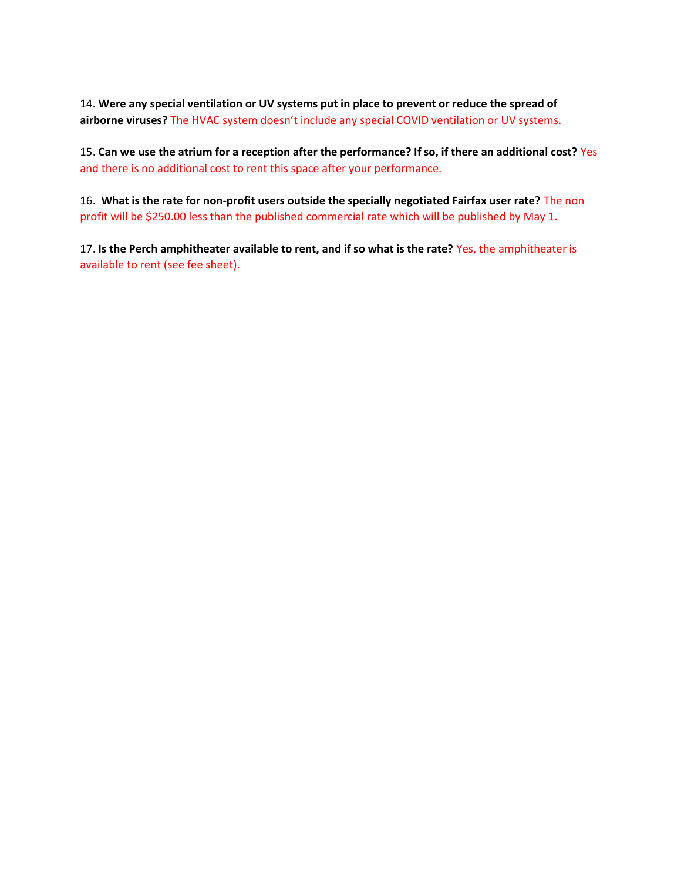14. **Were any special ventilation or UV systems put in place to prevent or reduce the spread of airborne viruses?** The HVAC system doesn't include any special COVID ventilation or UV systems.

15. **Can we use the atrium for a reception after the performance? If so, if there an additional cost?** Yes and there is no additional cost to rent this space after your performance.

16. **What is the rate for non-profit users outside the specially negotiated Fairfax user rate?** The non profit will be $250.00 less than the published commercial rate which will be published by May 1.

17. **Is the Perch amphitheater available to rent, and if so what is the rate?** Yes, the amphitheater is available to rent (see fee sheet).